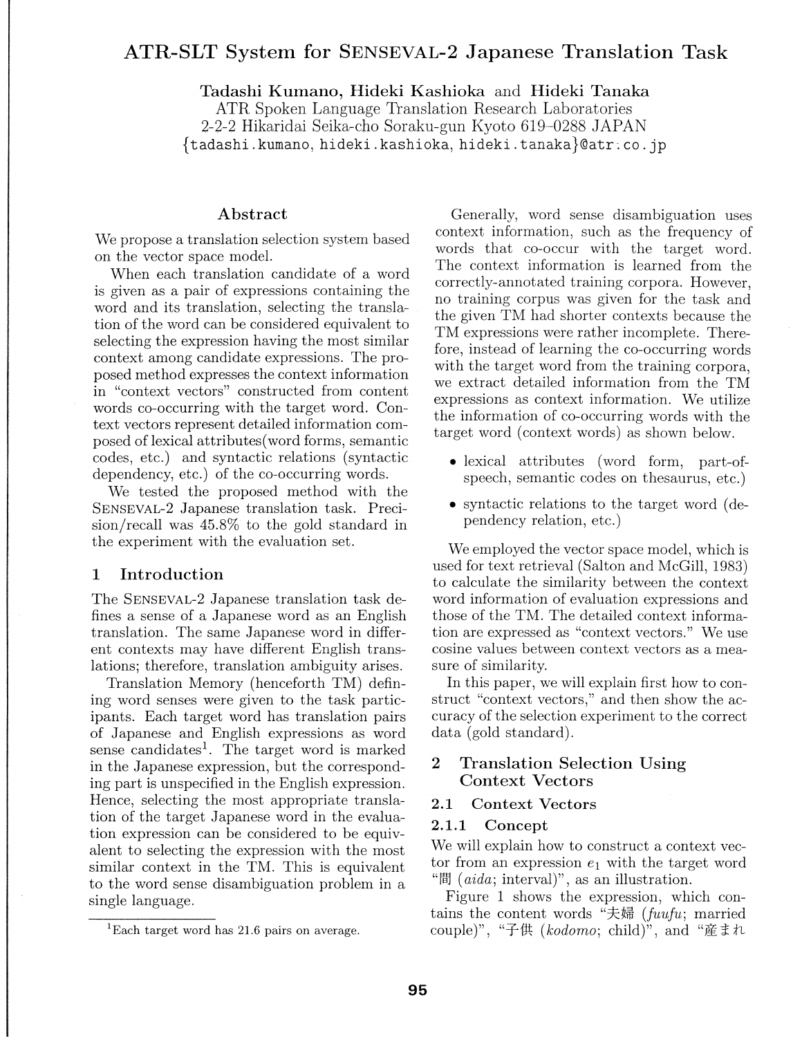# ATR-SLT System for SENSEVAL-2 Japanese Translation Task

**Tadashi Kumano, Hideki Kashioka** and **Hideki Tanaka**
ATR Spoken Language Translation Research Laboratories
2-2-2 Hikaridai Seika-cho Soraku-gun Kyoto 619–0288 JAPAN
{tadashi.kumano, hideki.kashioka, hideki.tanaka}@atr.co.jp

## Abstract

We propose a translation selection system based on the vector space model.

When each translation candidate of a word is given as a pair of expressions containing the word and its translation, selecting the translation of the word can be considered equivalent to selecting the expression having the most similar context among candidate expressions. The proposed method expresses the context information in "context vectors" constructed from content words co-occurring with the target word. Context vectors represent detailed information composed of lexical attributes(word forms, semantic codes, etc.) and syntactic relations (syntactic dependency, etc.) of the co-occurring words.

We tested the proposed method with the SENSEVAL-2 Japanese translation task. Precision/recall was 45.8% to the gold standard in the experiment with the evaluation set.

## 1 Introduction

The SENSEVAL-2 Japanese translation task defines a sense of a Japanese word as an English translation. The same Japanese word in different contexts may have different English translations; therefore, translation ambiguity arises.

Translation Memory (henceforth TM) defining word senses were given to the task participants. Each target word has translation pairs of Japanese and English expressions as word sense candidates[1]. The target word is marked in the Japanese expression, but the corresponding part is unspecified in the English expression. Hence, selecting the most appropriate translation of the target Japanese word in the evaluation expression can be considered to be equivalent to selecting the expression with the most similar context in the TM. This is equivalent to the word sense disambiguation problem in a single language.

[1]Each target word has 21.6 pairs on average.

Generally, word sense disambiguation uses context information, such as the frequency of words that co-occur with the target word. The context information is learned from the correctly-annotated training corpora. However, no training corpus was given for the task and the given TM had shorter contexts because the TM expressions were rather incomplete. Therefore, instead of learning the co-occurring words with the target word from the training corpora, we extract detailed information from the TM expressions as context information. We utilize the information of co-occurring words with the target word (context words) as shown below.

- lexical attributes (word form, part-of-speech, semantic codes on thesaurus, etc.)
- syntactic relations to the target word (dependency relation, etc.)

We employed the vector space model, which is used for text retrieval (Salton and McGill, 1983) to calculate the similarity between the context word information of evaluation expressions and those of the TM. The detailed context information are expressed as "context vectors." We use cosine values between context vectors as a measure of similarity.

In this paper, we will explain first how to construct "context vectors," and then show the accuracy of the selection experiment to the correct data (gold standard).

## 2 Translation Selection Using Context Vectors

### 2.1 Context Vectors

#### 2.1.1 Concept

We will explain how to construct a context vector from an expression $e_1$ with the target word "間 (*aida*; interval)", as an illustration.

Figure 1 shows the expression, which contains the content words "夫婦 (*fuufu*; married couple)", "子供 (*kodomo*; child)", and "産まれ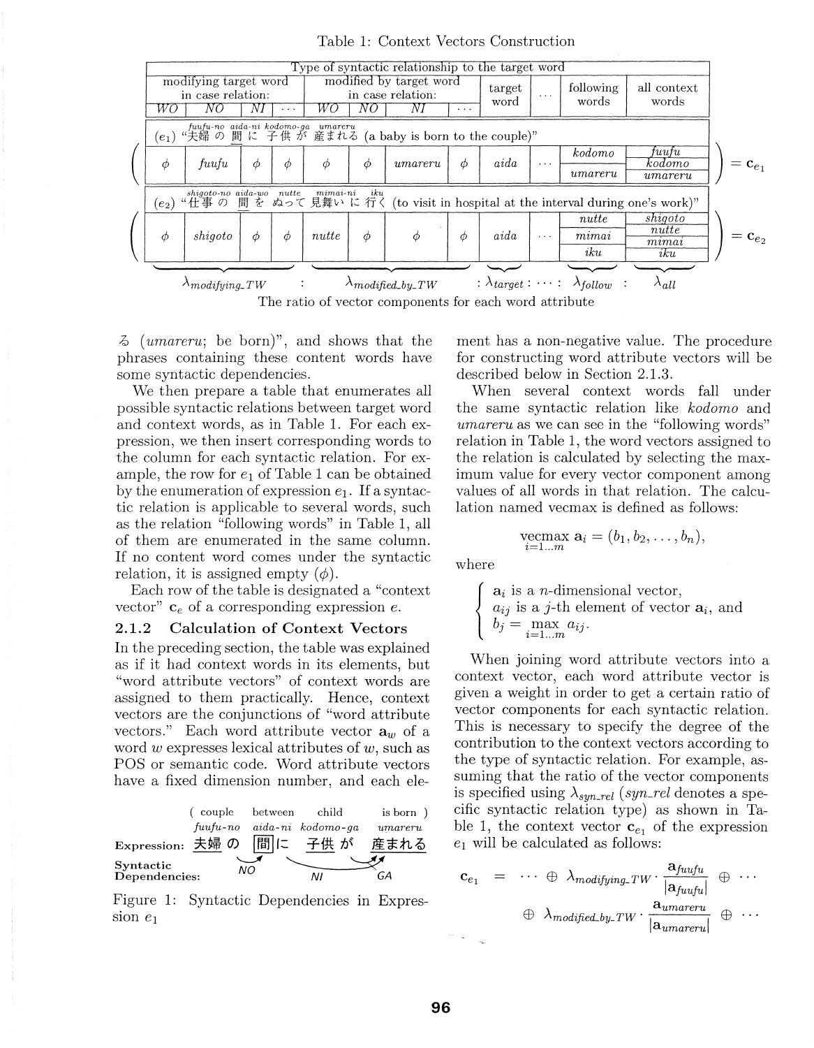Table 1: Context Vectors Construction

| Type of syntactic relationship to the target word | | | | | | | | | | | |
|---|---|---|---|---|---|---|---|---|---|---|---|
| modifying target word in case relation: | | | | modified by target word in case relation: | | | | target word | … | following words | all context words |
| *WO* | *NO* | *NI* | … | *WO* | *NO* | *NI* | … | | | | |
| ($e_1$) "夫婦 の 間 に 子供 が 産まれる (a baby is born to the couple)" *fuufu-no aida-ni kodomo-ga umareru* | | | | | | | | | | | |
| $\phi$ | *fuufu* | $\phi$ | $\phi$ | $\phi$ | $\phi$ | *umareru* | $\phi$ | *aida* | … | *kodomo*, *umareru* | *fuufu*, *kodomo*, *umareru* |
| ($e_2$) "仕事 の 間 を ぬって 見舞い に 行く (to visit in hospital at the interval during one's work)" *shigoto-no aida-wo nutte mimai-ni iku* | | | | | | | | | | | |
| $\phi$ | *shigoto* | $\phi$ | $\phi$ | *nutte* | $\phi$ | $\phi$ | $\phi$ | *aida* | … | *nutte*, *mimai*, *iku* | *shigoto*, *nutte*, *mimai*, *iku* |

Row for $e_1$ $= \mathbf{c}_{e_1}$; row for $e_2$ $= \mathbf{c}_{e_2}$.

$\lambda_{modifying\_TW} : \lambda_{modified\_by\_TW} : \lambda_{target} : \cdots : \lambda_{follow} : \lambda_{all}$

The ratio of vector components for each word attribute

る (*umareru*; be born)", and shows that the phrases containing these content words have some syntactic dependencies.

We then prepare a table that enumerates all possible syntactic relations between target word and context words, as in Table 1. For each expression, we then insert corresponding words to the column for each syntactic relation. For example, the row for $e_1$ of Table 1 can be obtained by the enumeration of expression $e_1$. If a syntactic relation is applicable to several words, such as the relation "following words" in Table 1, all of them are enumerated in the same column. If no content word comes under the syntactic relation, it is assigned empty ($\phi$).

Each row of the table is designated a "context vector" $\mathbf{c}_e$ of a corresponding expression $e$.

### 2.1.2 Calculation of Context Vectors

In the preceding section, the table was explained as if it had context words in its elements, but "word attribute vectors" of context words are assigned to them practically. Hence, context vectors are the conjunctions of "word attribute vectors." Each word attribute vector $\mathbf{a}_w$ of a word $w$ expresses lexical attributes of $w$, such as POS or semantic code. Word attribute vectors have a fixed dimension number, and each element has a non-negative value. The procedure for constructing word attribute vectors will be described below in Section 2.1.3.

When several context words fall under the same syntactic relation like *kodomo* and *umareru* as we can see in the "following words" relation in Table 1, the word vectors assigned to the relation is calculated by selecting the maximum value for every vector component among values of all words in that relation. The calculation named vecmax is defined as follows:

$$\underset{i=1\ldots m}{\text{vecmax}}\ \mathbf{a}_i = (b_1, b_2, \ldots, b_n),$$

where

$$\begin{cases} \mathbf{a}_i \text{ is a } n\text{-dimensional vector,} \\ a_{ij} \text{ is a } j\text{-th element of vector } \mathbf{a}_i, \text{ and} \\ b_j = \max_{i=1\ldots m} a_{ij}. \end{cases}$$

When joining word attribute vectors into a context vector, each word attribute vector is given a weight in order to get a certain ratio of vector components for each syntactic relation. This is necessary to specify the degree of the contribution to the context vectors according to the type of syntactic relation. For example, assuming that the ratio of the vector components is specified using $\lambda_{syn\_rel}$ (*syn_rel* denotes a specific syntactic relation type) as shown in Table 1, the context vector $\mathbf{c}_{e_1}$ of the expression $e_1$ will be calculated as follows:

$$\mathbf{c}_{e_1} = \cdots \oplus \lambda_{modifying\_TW} \cdot \frac{\mathbf{a}_{fuufu}}{|\mathbf{a}_{fuufu}|} \oplus \cdots \oplus \lambda_{modified\_by\_TW} \cdot \frac{\mathbf{a}_{umareru}}{|\mathbf{a}_{umareru}|} \oplus \cdots$$

| | ( couple | between | child | is born ) |
|---|---|---|---|---|
| | *fuufu-no* | *aida-ni* | *kodomo-ga* | *umareru* |
| **Expression:** | 夫婦 の | 間 に | 子供 が | 産まれる |
| **Syntactic Dependencies:** | NO | NI | GA | |

Figure 1: Syntactic Dependencies in Expression $e_1$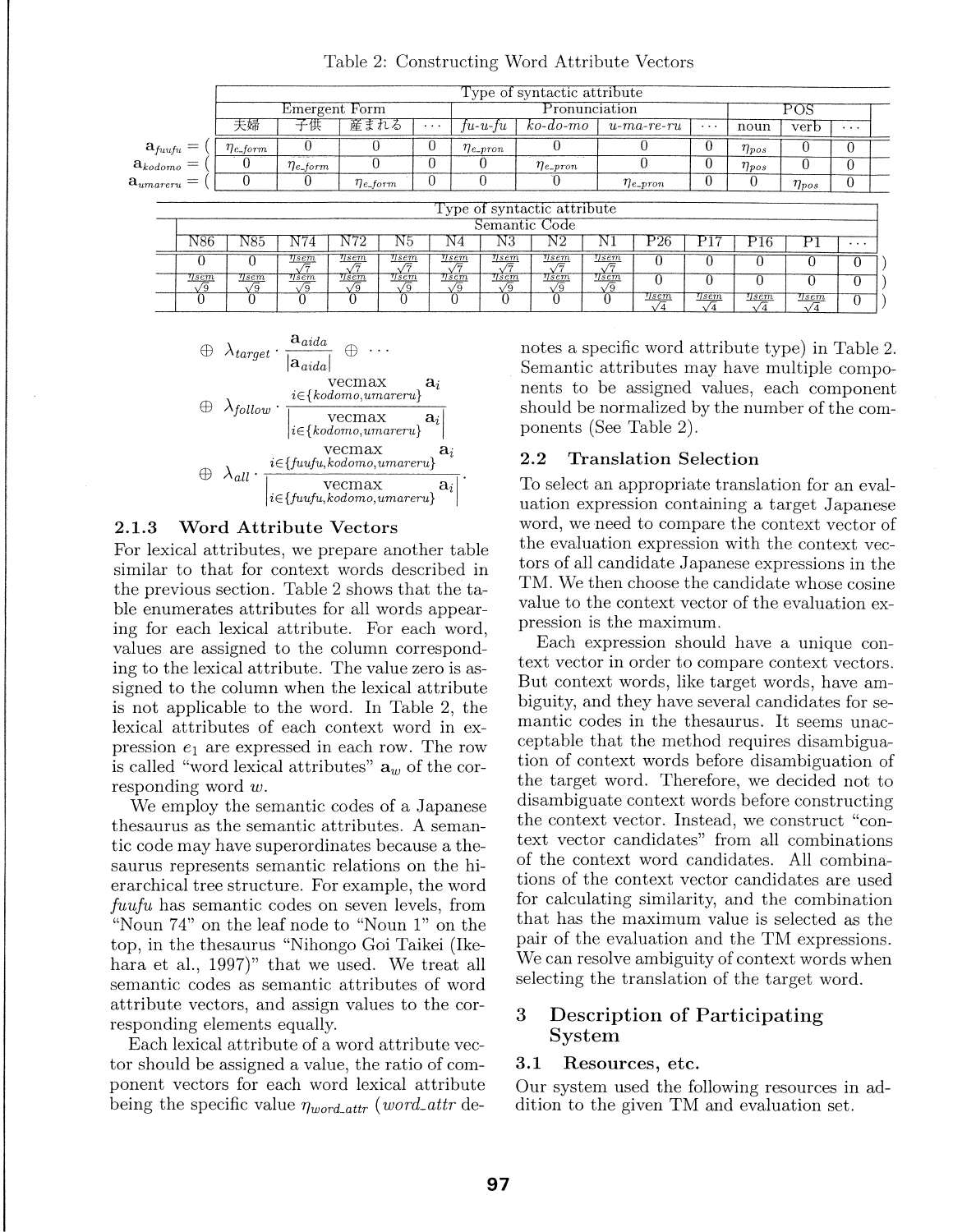Table 2: Constructing Word Attribute Vectors

| | Type of syntactic attribute | | | | | | | | | | |
|---|---|---|---|---|---|---|---|---|---|---|---|
| | Emergent Form | | | | Pronunciation | | | | POS | | |
| | 夫婦 | 子供 | 産まれる | ⋯ | *fu-u-fu* | *ko-do-mo* | *u-ma-re-ru* | ⋯ | noun | verb | ⋯ |
| $\mathbf{a}_{fuufu} = ($ | $\eta_{e\_form}$ | 0 | 0 | 0 | $\eta_{e\_pron}$ | 0 | 0 | 0 | $\eta_{pos}$ | 0 | 0 |
| $\mathbf{a}_{kodomo} = ($ | 0 | $\eta_{e\_form}$ | 0 | 0 | 0 | $\eta_{e\_pron}$ | 0 | 0 | $\eta_{pos}$ | 0 | 0 |
| $\mathbf{a}_{umareru} = ($ | 0 | 0 | $\eta_{e\_form}$ | 0 | 0 | 0 | $\eta_{e\_pron}$ | 0 | 0 | $\eta_{pos}$ | 0 |

| Type of syntactic attribute | | | | | | | | | | | | | | |
|---|---|---|---|---|---|---|---|---|---|---|---|---|---|---|
| Semantic Code | | | | | | | | | | | | | | |
| N86 | N85 | N74 | N72 | N5 | N4 | N3 | N2 | N1 | P26 | P17 | P16 | P1 | ⋯ | |
| 0 | 0 | $\frac{\eta_{sem}}{\sqrt{7}}$ | $\frac{\eta_{sem}}{\sqrt{7}}$ | $\frac{\eta_{sem}}{\sqrt{7}}$ | $\frac{\eta_{sem}}{\sqrt{7}}$ | $\frac{\eta_{sem}}{\sqrt{7}}$ | $\frac{\eta_{sem}}{\sqrt{7}}$ | $\frac{\eta_{sem}}{\sqrt{7}}$ | 0 | 0 | 0 | 0 | 0 | ) |
| $\frac{\eta_{sem}}{\sqrt{9}}$ | $\frac{\eta_{sem}}{\sqrt{9}}$ | $\frac{\eta_{sem}}{\sqrt{9}}$ | $\frac{\eta_{sem}}{\sqrt{9}}$ | $\frac{\eta_{sem}}{\sqrt{9}}$ | $\frac{\eta_{sem}}{\sqrt{9}}$ | $\frac{\eta_{sem}}{\sqrt{9}}$ | $\frac{\eta_{sem}}{\sqrt{9}}$ | $\frac{\eta_{sem}}{\sqrt{9}}$ | 0 | 0 | 0 | 0 | 0 | ) |
| 0 | 0 | 0 | 0 | 0 | 0 | 0 | 0 | 0 | $\frac{\eta_{sem}}{\sqrt{4}}$ | $\frac{\eta_{sem}}{\sqrt{4}}$ | $\frac{\eta_{sem}}{\sqrt{4}}$ | $\frac{\eta_{sem}}{\sqrt{4}}$ | 0 | ) |

$$
\oplus\ \lambda_{target} \cdot \frac{\mathbf{a}_{aida}}{|\mathbf{a}_{aida}|} \oplus \cdots
$$

$$
\oplus\ \lambda_{follow} \cdot \frac{\operatorname*{vecmax}_{i \in \{kodomo, umareru\}} \mathbf{a}_i}{\left|\operatorname*{vecmax}_{i \in \{kodomo, umareru\}} \mathbf{a}_i\right|}
$$

$$
\oplus\ \lambda_{all} \cdot \frac{\operatorname*{vecmax}_{i \in \{fuufu, kodomo, umareru\}} \mathbf{a}_i}{\left|\operatorname*{vecmax}_{i \in \{fuufu, kodomo, umareru\}} \mathbf{a}_i\right|}.
$$

### 2.1.3 Word Attribute Vectors

For lexical attributes, we prepare another table similar to that for context words described in the previous section. Table 2 shows that the table enumerates attributes for all words appearing for each lexical attribute. For each word, values are assigned to the column corresponding to the lexical attribute. The value zero is assigned to the column when the lexical attribute is not applicable to the word. In Table 2, the lexical attributes of each context word in expression $e_1$ are expressed in each row. The row is called "word lexical attributes" $\mathbf{a}_w$ of the corresponding word $w$.

We employ the semantic codes of a Japanese thesaurus as the semantic attributes. A semantic code may have superordinates because a thesaurus represents semantic relations on the hierarchical tree structure. For example, the word *fuufu* has semantic codes on seven levels, from "Noun 74" on the leaf node to "Noun 1" on the top, in the thesaurus "Nihongo Goi Taikei (Ikehara et al., 1997)" that we used. We treat all semantic codes as semantic attributes of word attribute vectors, and assign values to the corresponding elements equally.

Each lexical attribute of a word attribute vector should be assigned a value, the ratio of component vectors for each word lexical attribute being the specific value $\eta_{word\_attr}$ (*word_attr* denotes a specific word attribute type) in Table 2. Semantic attributes may have multiple components to be assigned values, each component should be normalized by the number of the components (See Table 2).

## 2.2 Translation Selection

To select an appropriate translation for an evaluation expression containing a target Japanese word, we need to compare the context vector of the evaluation expression with the context vectors of all candidate Japanese expressions in the TM. We then choose the candidate whose cosine value to the context vector of the evaluation expression is the maximum.

Each expression should have a unique context vector in order to compare context vectors. But context words, like target words, have ambiguity, and they have several candidates for semantic codes in the thesaurus. It seems unacceptable that the method requires disambiguation of context words before disambiguation of the target word. Therefore, we decided not to disambiguate context words before constructing the context vector. Instead, we construct "context vector candidates" from all combinations of the context word candidates. All combinations of the context vector candidates are used for calculating similarity, and the combination that has the maximum value is selected as the pair of the evaluation and the TM expressions. We can resolve ambiguity of context words when selecting the translation of the target word.

# 3 Description of Participating System

## 3.1 Resources, etc.

Our system used the following resources in addition to the given TM and evaluation set.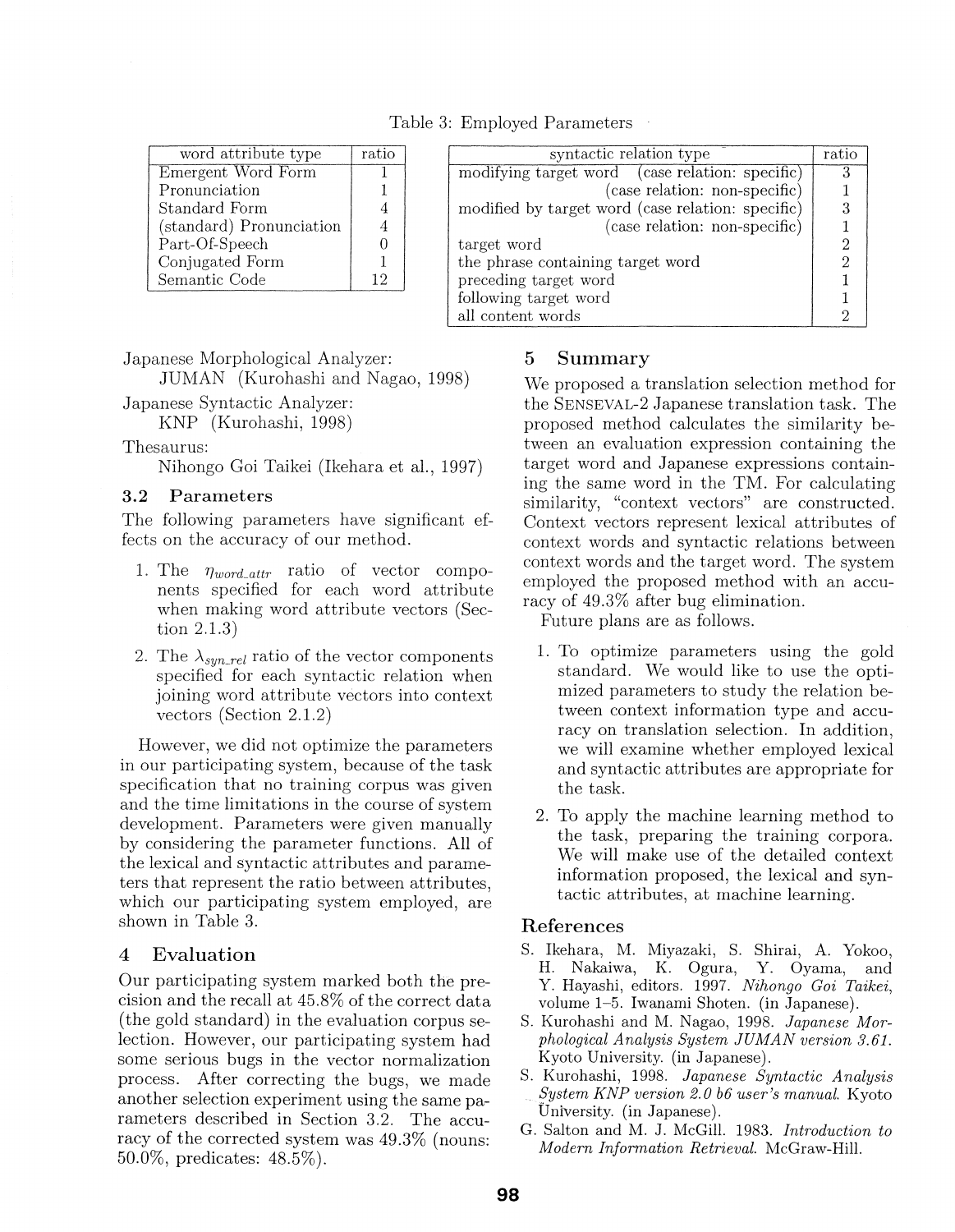Table 3: Employed Parameters

| word attribute type | ratio |
|---|---|
| Emergent Word Form | 1 |
| Pronunciation | 1 |
| Standard Form | 4 |
| (standard) Pronunciation | 4 |
| Part-Of-Speech | 0 |
| Conjugated Form | 1 |
| Semantic Code | 12 |

| syntactic relation type | ratio |
|---|---|
| modifying target word (case relation: specific) | 3 |
| (case relation: non-specific) | 1 |
| modified by target word (case relation: specific) | 3 |
| (case relation: non-specific) | 1 |
| target word | 2 |
| the phrase containing target word | 2 |
| preceding target word | 1 |
| following target word | 1 |
| all content words | 2 |

Japanese Morphological Analyzer:
JUMAN (Kurohashi and Nagao, 1998)

Japanese Syntactic Analyzer:
KNP (Kurohashi, 1998)

Thesaurus:
Nihongo Goi Taikei (Ikehara et al., 1997)

### 3.2 Parameters

The following parameters have significant effects on the accuracy of our method.

1. The $\eta_{word\_attr}$ ratio of vector components specified for each word attribute when making word attribute vectors (Section 2.1.3)
2. The $\lambda_{syn\_rel}$ ratio of the vector components specified for each syntactic relation when joining word attribute vectors into context vectors (Section 2.1.2)

However, we did not optimize the parameters in our participating system, because of the task specification that no training corpus was given and the time limitations in the course of system development. Parameters were given manually by considering the parameter functions. All of the lexical and syntactic attributes and parameters that represent the ratio between attributes, which our participating system employed, are shown in Table 3.

## 4 Evaluation

Our participating system marked both the precision and the recall at 45.8% of the correct data (the gold standard) in the evaluation corpus selection. However, our participating system had some serious bugs in the vector normalization process. After correcting the bugs, we made another selection experiment using the same parameters described in Section 3.2. The accuracy of the corrected system was 49.3% (nouns: 50.0%, predicates: 48.5%).

## 5 Summary

We proposed a translation selection method for the SENSEVAL-2 Japanese translation task. The proposed method calculates the similarity between an evaluation expression containing the target word and Japanese expressions containing the same word in the TM. For calculating similarity, "context vectors" are constructed. Context vectors represent lexical attributes of context words and syntactic relations between context words and the target word. The system employed the proposed method with an accuracy of 49.3% after bug elimination.

Future plans are as follows.

1. To optimize parameters using the gold standard. We would like to use the optimized parameters to study the relation between context information type and accuracy on translation selection. In addition, we will examine whether employed lexical and syntactic attributes are appropriate for the task.
2. To apply the machine learning method to the task, preparing the training corpora. We will make use of the detailed context information proposed, the lexical and syntactic attributes, at machine learning.

## References

S. Ikehara, M. Miyazaki, S. Shirai, A. Yokoo, H. Nakaiwa, K. Ogura, Y. Oyama, and Y. Hayashi, editors. 1997. *Nihongo Goi Taikei*, volume 1–5. Iwanami Shoten. (in Japanese).

S. Kurohashi and M. Nagao, 1998. *Japanese Morphological Analysis System JUMAN version 3.61.* Kyoto University. (in Japanese).

S. Kurohashi, 1998. *Japanese Syntactic Analysis System KNP version 2.0 b6 user's manual.* Kyoto University. (in Japanese).

G. Salton and M. J. McGill. 1983. *Introduction to Modern Information Retrieval.* McGraw-Hill.